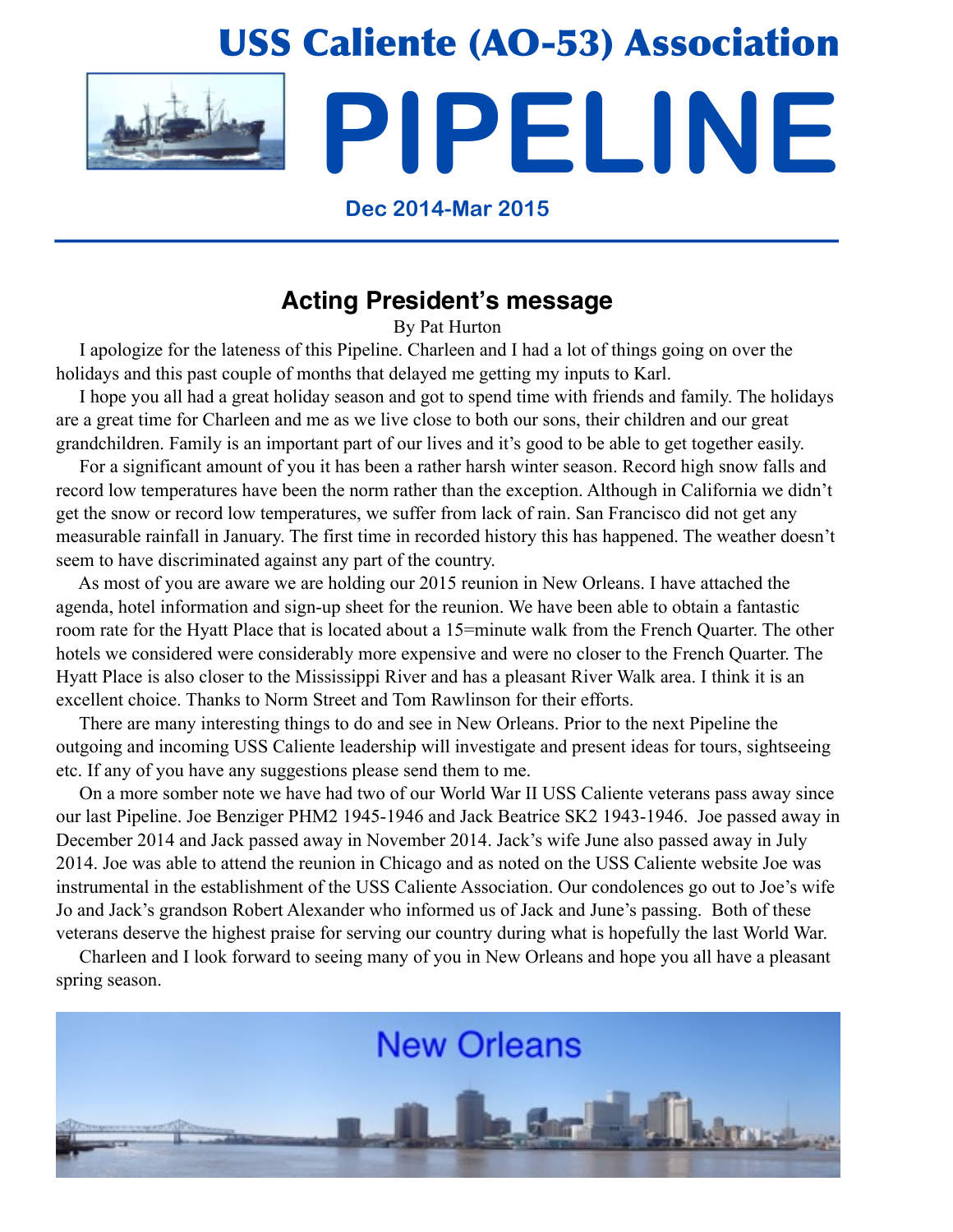# USS Caliente (AO-53) Association

# PIPELINE

**Dec 2014-Mar 2015**

---

## Acting President's message

By Pat Hurton

I apologize for the lateness of this Pipeline. Charleen and I had a lot of things going on over the holidays and this past couple of months that delayed me getting my inputs to Karl.

I hope you all had a great holiday season and got to spend time with friends and family. The holidays are a great time for Charleen and me as we live close to both our sons, their children and our great grandchildren. Family is an important part of our lives and it's good to be able to get together easily.

For a significant amount of you it has been a rather harsh winter season. Record high snow falls and record low temperatures have been the norm rather than the exception. Although in California we didn't get the snow or record low temperatures, we suffer from lack of rain. San Francisco did not get any measurable rainfall in January. The first time in recorded history this has happened. The weather doesn't seem to have discriminated against any part of the country.

As most of you are aware we are holding our 2015 reunion in New Orleans. I have attached the agenda, hotel information and sign-up sheet for the reunion. We have been able to obtain a fantastic room rate for the Hyatt Place that is located about a 15=minute walk from the French Quarter. The other hotels we considered were considerably more expensive and were no closer to the French Quarter. The Hyatt Place is also closer to the Mississippi River and has a pleasant River Walk area. I think it is an excellent choice. Thanks to Norm Street and Tom Rawlinson for their efforts.

There are many interesting things to do and see in New Orleans. Prior to the next Pipeline the outgoing and incoming USS Caliente leadership will investigate and present ideas for tours, sightseeing etc. If any of you have any suggestions please send them to me.

On a more somber note we have had two of our World War II USS Caliente veterans pass away since our last Pipeline. Joe Benziger PHM2 1945-1946 and Jack Beatrice SK2 1943-1946. Joe passed away in December 2014 and Jack passed away in November 2014. Jack's wife June also passed away in July 2014. Joe was able to attend the reunion in Chicago and as noted on the USS Caliente website Joe was instrumental in the establishment of the USS Caliente Association. Our condolences go out to Joe's wife Jo and Jack's grandson Robert Alexander who informed us of Jack and June's passing. Both of these veterans deserve the highest praise for serving our country during what is hopefully the last World War.

Charleen and I look forward to seeing many of you in New Orleans and hope you all have a pleasant spring season.

New Orleans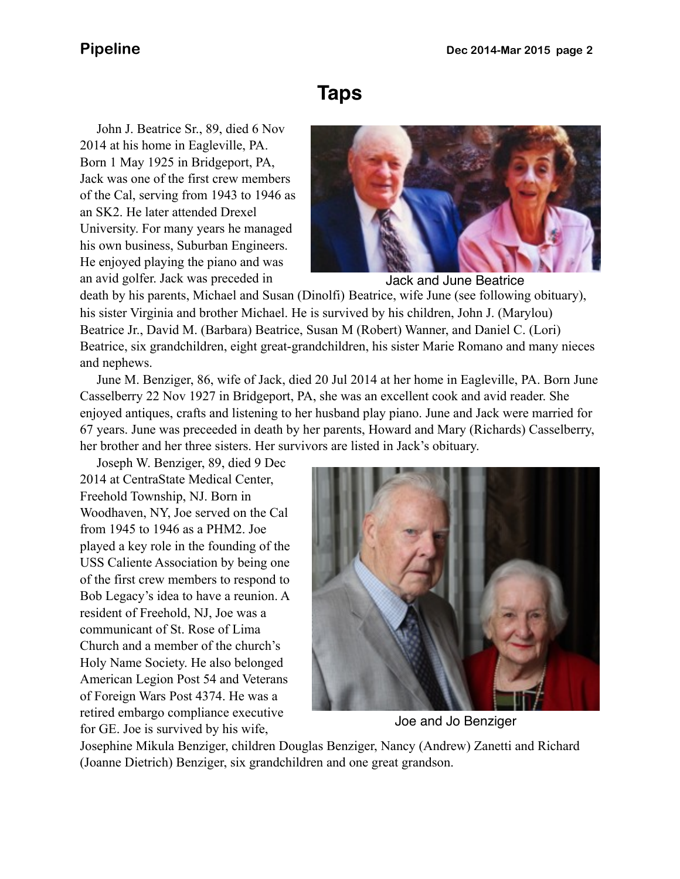# Taps

John J. Beatrice Sr., 89, died 6 Nov 2014 at his home in Eagleville, PA. Born 1 May 1925 in Bridgeport, PA, Jack was one of the first crew members of the Cal, serving from 1943 to 1946 as an SK2. He later attended Drexel University. For many years he managed his own business, Suburban Engineers. He enjoyed playing the piano and was an avid golfer. Jack was preceded in death by his parents, Michael and Susan (Dinolfi) Beatrice, wife June (see following obituary), his sister Virginia and brother Michael. He is survived by his children, John J. (Marylou) Beatrice Jr., David M. (Barbara) Beatrice, Susan M (Robert) Wanner, and Daniel C. (Lori) Beatrice, six grandchildren, eight great-grandchildren, his sister Marie Romano and many nieces and nephews.

Jack and June Beatrice

June M. Benziger, 86, wife of Jack, died 20 Jul 2014 at her home in Eagleville, PA. Born June Casselberry 22 Nov 1927 in Bridgeport, PA, she was an excellent cook and avid reader. She enjoyed antiques, crafts and listening to her husband play piano. June and Jack were married for 67 years. June was preceeded in death by her parents, Howard and Mary (Richards) Casselberry, her brother and her three sisters. Her survivors are listed in Jack's obituary.

Joseph W. Benziger, 89, died 9 Dec 2014 at CentraState Medical Center, Freehold Township, NJ. Born in Woodhaven, NY, Joe served on the Cal from 1945 to 1946 as a PHM2. Joe played a key role in the founding of the USS Caliente Association by being one of the first crew members to respond to Bob Legacy's idea to have a reunion. A resident of Freehold, NJ, Joe was a communicant of St. Rose of Lima Church and a member of the church's Holy Name Society. He also belonged American Legion Post 54 and Veterans of Foreign Wars Post 4374. He was a retired embargo compliance executive for GE. Joe is survived by his wife, Josephine Mikula Benziger, children Douglas Benziger, Nancy (Andrew) Zanetti and Richard (Joanne Dietrich) Benziger, six grandchildren and one great grandson.

Joe and Jo Benziger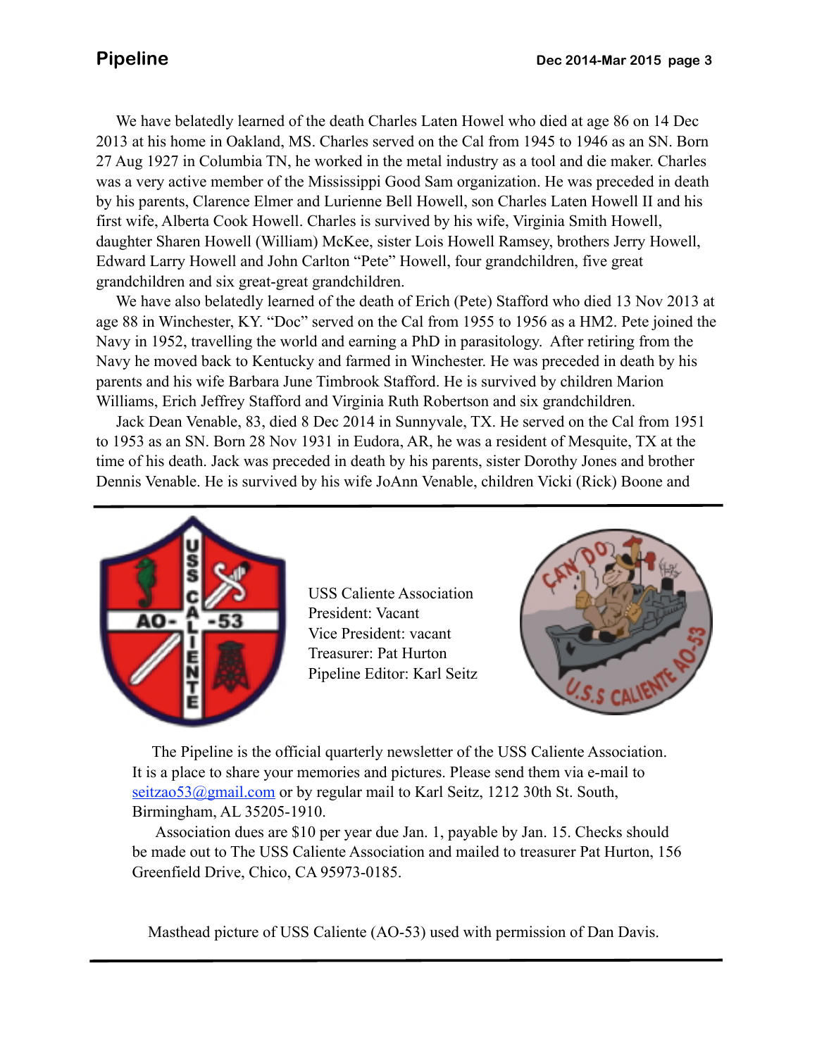We have belatedly learned of the death Charles Laten Howel who died at age 86 on 14 Dec 2013 at his home in Oakland, MS. Charles served on the Cal from 1945 to 1946 as an SN. Born 27 Aug 1927 in Columbia TN, he worked in the metal industry as a tool and die maker. Charles was a very active member of the Mississippi Good Sam organization. He was preceded in death by his parents, Clarence Elmer and Lurienne Bell Howell, son Charles Laten Howell II and his first wife, Alberta Cook Howell. Charles is survived by his wife, Virginia Smith Howell, daughter Sharen Howell (William) McKee, sister Lois Howell Ramsey, brothers Jerry Howell, Edward Larry Howell and John Carlton "Pete" Howell, four grandchildren, five great grandchildren and six great-great grandchildren.

We have also belatedly learned of the death of Erich (Pete) Stafford who died 13 Nov 2013 at age 88 in Winchester, KY. "Doc" served on the Cal from 1955 to 1956 as a HM2. Pete joined the Navy in 1952, travelling the world and earning a PhD in parasitology. After retiring from the Navy he moved back to Kentucky and farmed in Winchester. He was preceded in death by his parents and his wife Barbara June Timbrook Stafford. He is survived by children Marion Williams, Erich Jeffrey Stafford and Virginia Ruth Robertson and six grandchildren.

Jack Dean Venable, 83, died 8 Dec 2014 in Sunnyvale, TX. He served on the Cal from 1951 to 1953 as an SN. Born 28 Nov 1931 in Eudora, AR, he was a resident of Mesquite, TX at the time of his death. Jack was preceded in death by his parents, sister Dorothy Jones and brother Dennis Venable. He is survived by his wife JoAnn Venable, children Vicki (Rick) Boone and

---

USS Caliente Association
President: Vacant
Vice President: vacant
Treasurer: Pat Hurton
Pipeline Editor: Karl Seitz

The Pipeline is the official quarterly newsletter of the USS Caliente Association. It is a place to share your memories and pictures. Please send them via e-mail to seitzao53@gmail.com or by regular mail to Karl Seitz, 1212 30th St. South, Birmingham, AL 35205-1910.

Association dues are $10 per year due Jan. 1, payable by Jan. 15. Checks should be made out to The USS Caliente Association and mailed to treasurer Pat Hurton, 156 Greenfield Drive, Chico, CA 95973-0185.

Masthead picture of USS Caliente (AO-53) used with permission of Dan Davis.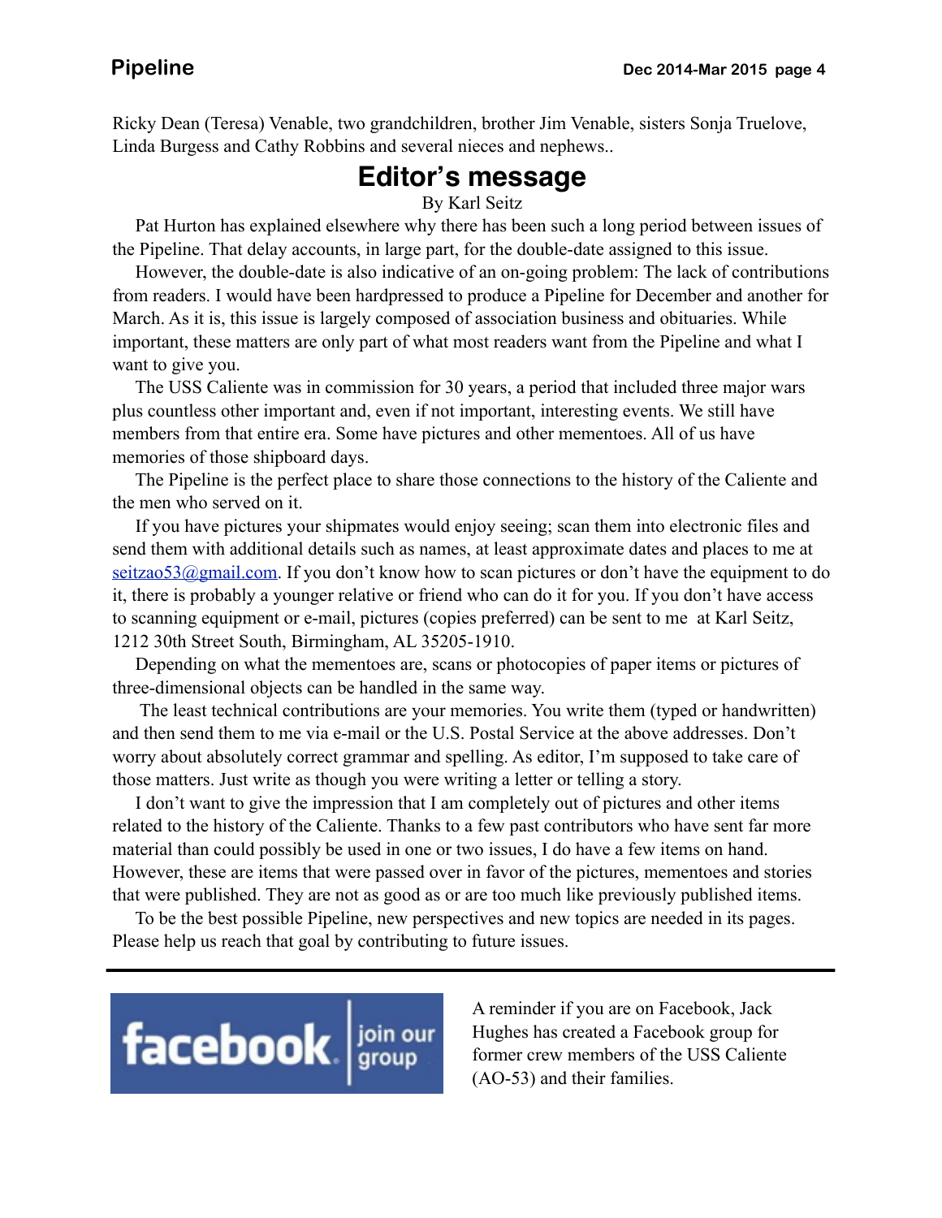Ricky Dean (Teresa) Venable, two grandchildren, brother Jim Venable, sisters Sonja Truelove, Linda Burgess and Cathy Robbins and several nieces and nephews..

## Editor's message

By Karl Seitz

Pat Hurton has explained elsewhere why there has been such a long period between issues of the Pipeline. That delay accounts, in large part, for the double-date assigned to this issue.

However, the double-date is also indicative of an on-going problem: The lack of contributions from readers. I would have been hardpressed to produce a Pipeline for December and another for March. As it is, this issue is largely composed of association business and obituaries. While important, these matters are only part of what most readers want from the Pipeline and what I want to give you.

The USS Caliente was in commission for 30 years, a period that included three major wars plus countless other important and, even if not important, interesting events. We still have members from that entire era. Some have pictures and other mementoes. All of us have memories of those shipboard days.

The Pipeline is the perfect place to share those connections to the history of the Caliente and the men who served on it.

If you have pictures your shipmates would enjoy seeing; scan them into electronic files and send them with additional details such as names, at least approximate dates and places to me at seitzao53@gmail.com. If you don't know how to scan pictures or don't have the equipment to do it, there is probably a younger relative or friend who can do it for you. If you don't have access to scanning equipment or e-mail, pictures (copies preferred) can be sent to me at Karl Seitz, 1212 30th Street South, Birmingham, AL 35205-1910.

Depending on what the mementoes are, scans or photocopies of paper items or pictures of three-dimensional objects can be handled in the same way.

The least technical contributions are your memories. You write them (typed or handwritten) and then send them to me via e-mail or the U.S. Postal Service at the above addresses. Don't worry about absolutely correct grammar and spelling. As editor, I'm supposed to take care of those matters. Just write as though you were writing a letter or telling a story.

I don't want to give the impression that I am completely out of pictures and other items related to the history of the Caliente. Thanks to a few past contributors who have sent far more material than could possibly be used in one or two issues, I do have a few items on hand. However, these are items that were passed over in favor of the pictures, mementoes and stories that were published. They are not as good as or are too much like previously published items.

To be the best possible Pipeline, new perspectives and new topics are needed in its pages. Please help us reach that goal by contributing to future issues.

---

facebook | join our group

A reminder if you are on Facebook, Jack Hughes has created a Facebook group for former crew members of the USS Caliente (AO-53) and their families.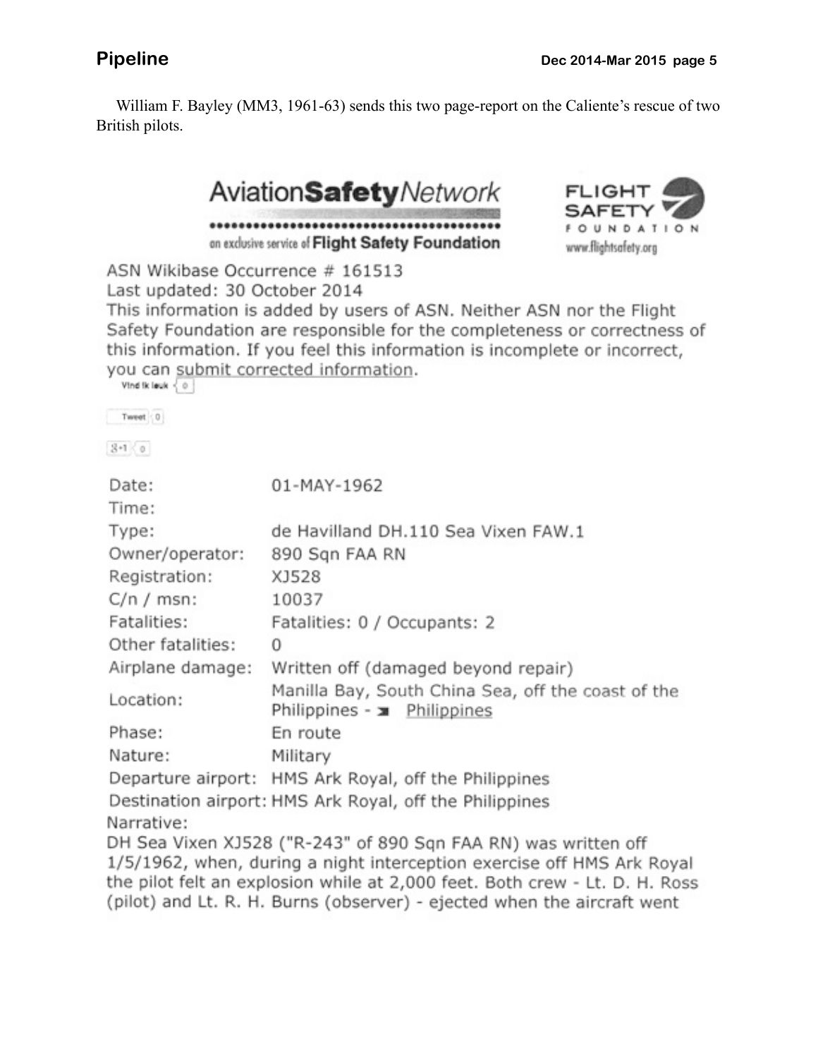William F. Bayley (MM3, 1961-63) sends this two page-report on the Caliente's rescue of two British pilots.

AviationSafetyNetwork

an exclusive service of Flight Safety Foundation

FLIGHT SAFETY FOUNDATION
www.flightsafety.org

ASN Wikibase Occurrence # 161513
Last updated: 30 October 2014
This information is added by users of ASN. Neither ASN nor the Flight Safety Foundation are responsible for the completeness or correctness of this information. If you feel this information is incomplete or incorrect, you can submit corrected information.

Vind ik leuk 0

Tweet 0

8+1 0

| | |
|---|---|
| Date: | 01-MAY-1962 |
| Time: | |
| Type: | de Havilland DH.110 Sea Vixen FAW.1 |
| Owner/operator: | 890 Sqn FAA RN |
| Registration: | XJ528 |
| C/n / msn: | 10037 |
| Fatalities: | Fatalities: 0 / Occupants: 2 |
| Other fatalities: | 0 |
| Airplane damage: | Written off (damaged beyond repair) |
| Location: | Manilla Bay, South China Sea, off the coast of the Philippines - Philippines |
| Phase: | En route |
| Nature: | Military |
| Departure airport: | HMS Ark Royal, off the Philippines |
| Destination airport: | HMS Ark Royal, off the Philippines |

Narrative:
DH Sea Vixen XJ528 ("R-243" of 890 Sqn FAA RN) was written off 1/5/1962, when, during a night interception exercise off HMS Ark Royal the pilot felt an explosion while at 2,000 feet. Both crew - Lt. D. H. Ross (pilot) and Lt. R. H. Burns (observer) - ejected when the aircraft went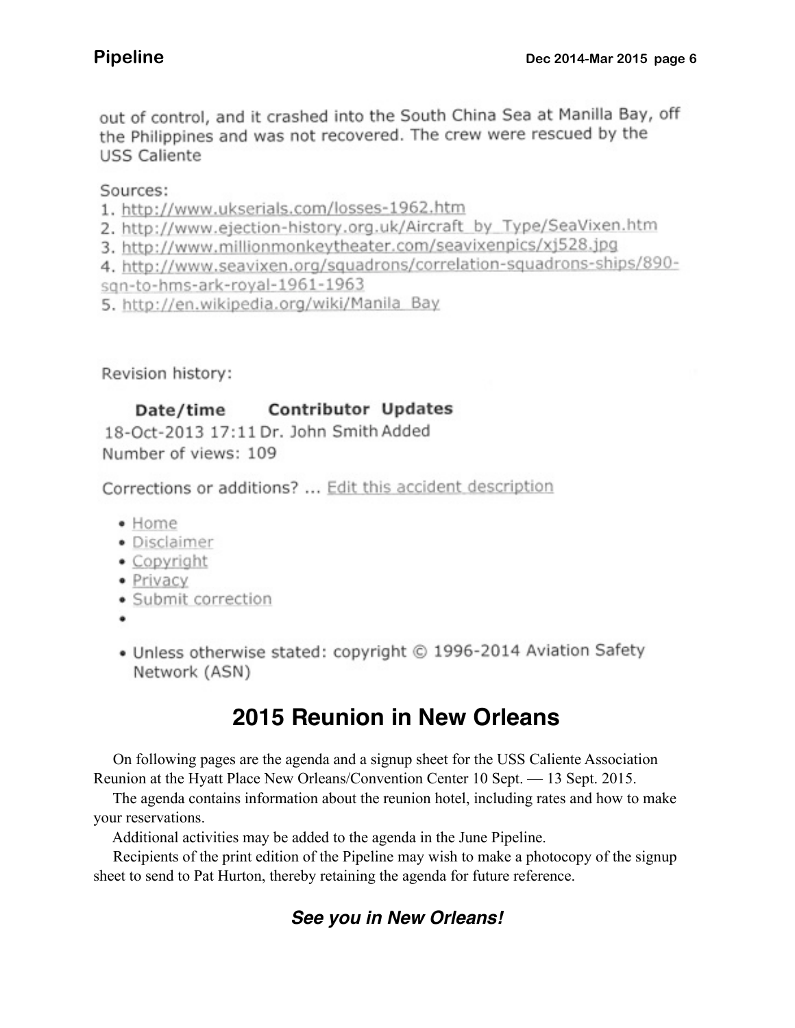out of control, and it crashed into the South China Sea at Manilla Bay, off the Philippines and was not recovered. The crew were rescued by the USS Caliente

Sources:

1. http://www.ukserials.com/losses-1962.htm
2. http://www.ejection-history.org.uk/Aircraft_by_Type/SeaVixen.htm
3. http://www.millionmonkeytheater.com/seavixenpics/xj528.jpg
4. http://www.seavixen.org/squadrons/correlation-squadrons-ships/890-sqn-to-hms-ark-royal-1961-1963
5. http://en.wikipedia.org/wiki/Manila_Bay

Revision history:

| Date/time | Contributor | Updates |
| --- | --- | --- |
| 18-Oct-2013 17:11 | Dr. John Smith | Added |

Number of views: 109

Corrections or additions? ... Edit this accident description

- Home
- Disclaimer
- Copyright
- Privacy
- Submit correction
-
- Unless otherwise stated: copyright © 1996-2014 Aviation Safety Network (ASN)

## 2015 Reunion in New Orleans

On following pages are the agenda and a signup sheet for the USS Caliente Association Reunion at the Hyatt Place New Orleans/Convention Center 10 Sept. — 13 Sept. 2015.

The agenda contains information about the reunion hotel, including rates and how to make your reservations.

Additional activities may be added to the agenda in the June Pipeline.

Recipients of the print edition of the Pipeline may wish to make a photocopy of the signup sheet to send to Pat Hurton, thereby retaining the agenda for future reference.

***See you in New Orleans!***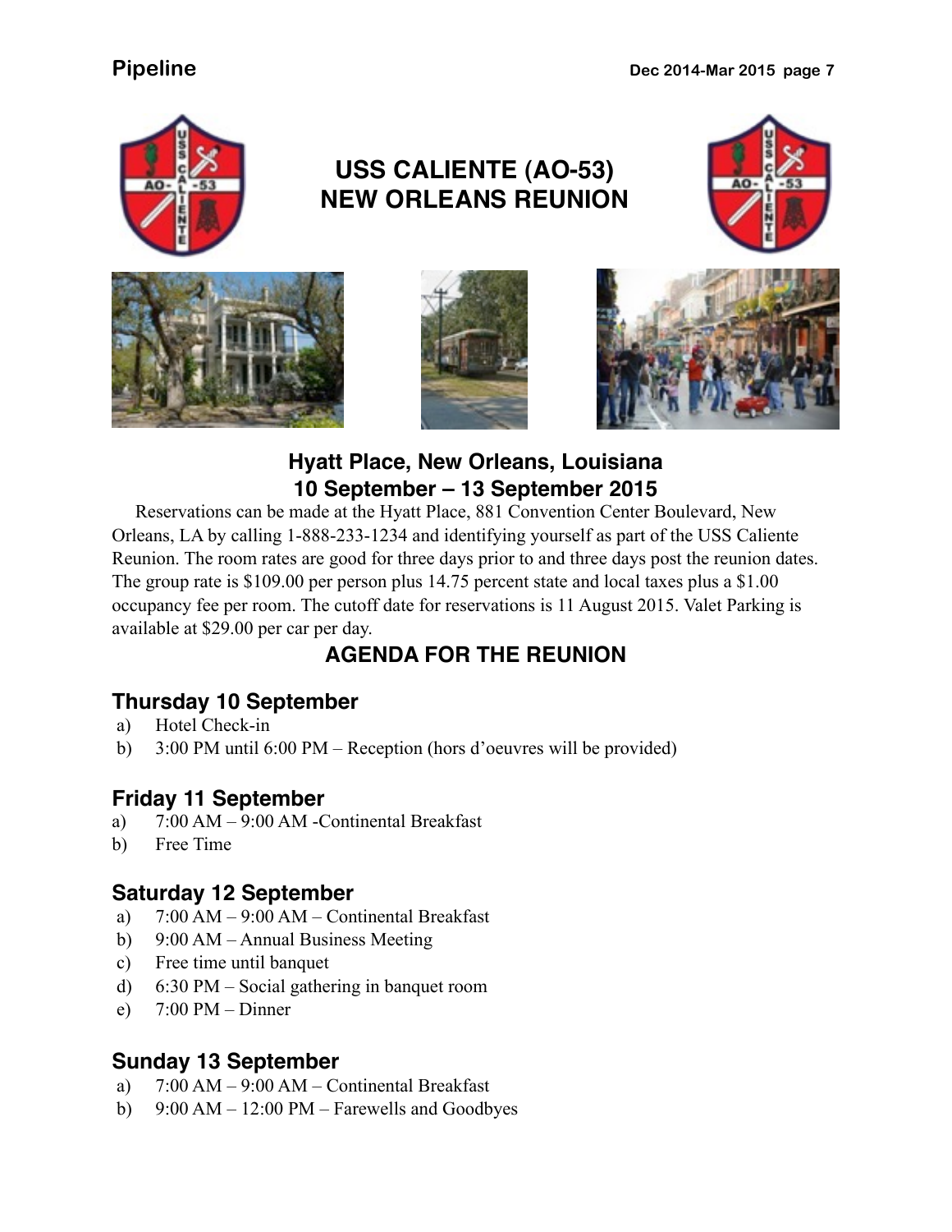# USS CALIENTE (AO-53)
# NEW ORLEANS REUNION

## Hyatt Place, New Orleans, Louisiana
## 10 September – 13 September 2015

Reservations can be made at the Hyatt Place, 881 Convention Center Boulevard, New Orleans, LA by calling 1-888-233-1234 and identifying yourself as part of the USS Caliente Reunion. The room rates are good for three days prior to and three days post the reunion dates. The group rate is $109.00 per person plus 14.75 percent state and local taxes plus a $1.00 occupancy fee per room. The cutoff date for reservations is 11 August 2015. Valet Parking is available at $29.00 per car per day.

## AGENDA FOR THE REUNION

### Thursday 10 September

a) Hotel Check-in
b) 3:00 PM until 6:00 PM – Reception (hors d'oeuvres will be provided)

### Friday 11 September

a) 7:00 AM – 9:00 AM -Continental Breakfast
b) Free Time

### Saturday 12 September

a) 7:00 AM – 9:00 AM – Continental Breakfast
b) 9:00 AM – Annual Business Meeting
c) Free time until banquet
d) 6:30 PM – Social gathering in banquet room
e) 7:00 PM – Dinner

### Sunday 13 September

a) 7:00 AM – 9:00 AM – Continental Breakfast
b) 9:00 AM – 12:00 PM – Farewells and Goodbyes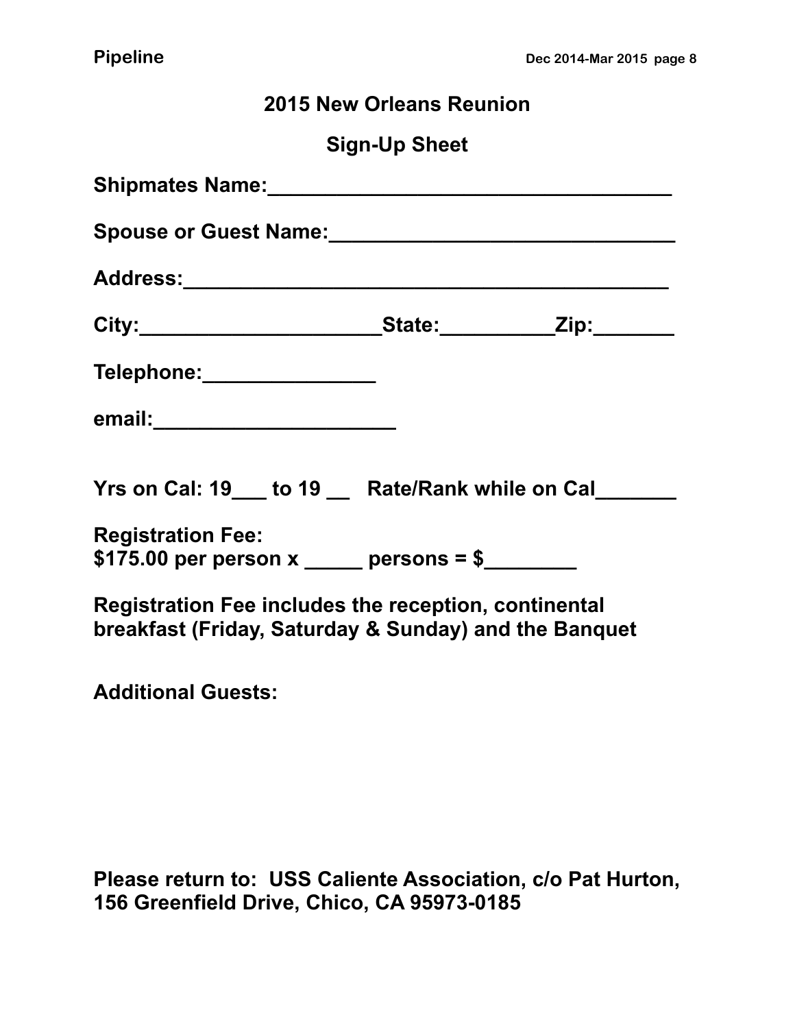## 2015 New Orleans Reunion

## Sign-Up Sheet

**Shipmates Name:___________________________________**

**Spouse or Guest Name:______________________________**

**Address:___________________________________________**

**City:_____________________State:__________Zip:_______**

**Telephone:_______________**

**email:_____________________**

**Yrs on Cal: 19___ to 19 __   Rate/Rank while on Cal_______**

**Registration Fee:**
**$175.00 per person x _____ persons = $________**

**Registration Fee includes the reception, continental breakfast (Friday, Saturday & Sunday) and the Banquet**

**Additional Guests:**

**Please return to:  USS Caliente Association, c/o Pat Hurton, 156 Greenfield Drive, Chico, CA 95973-0185**